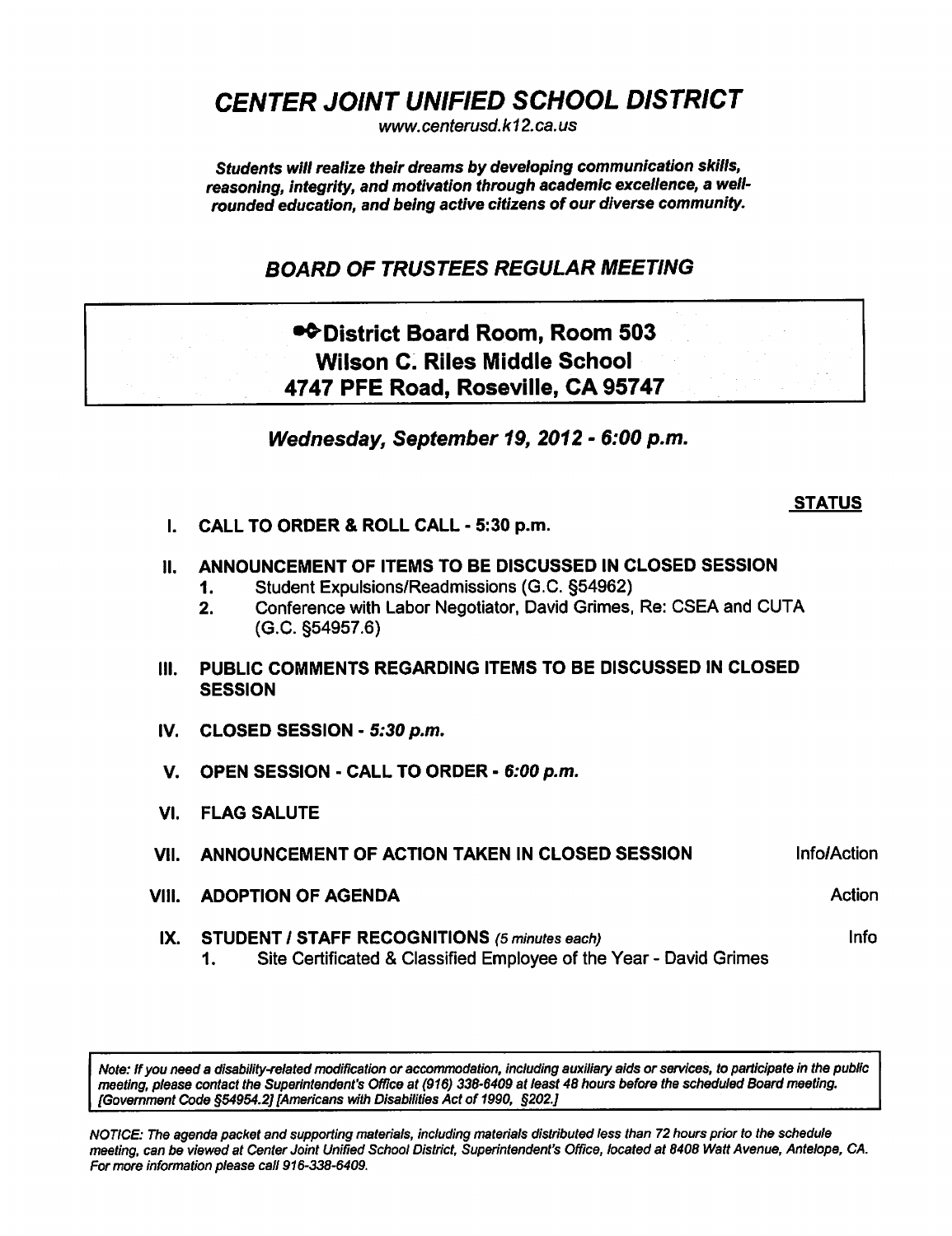# *CENTER JOINT UNIFIED SCHOOL DISTRICT*

*www.centerusd.k12.ca.us*

***Students will realize their dreams by developing communication skills, reasoning, integrity, and motivation through academic excellence, a well-rounded education, and being active citizens of our diverse community.***

## *BOARD OF TRUSTEES REGULAR MEETING*

**District Board Room, Room 503**
**Wilson C. Riles Middle School**
**4747 PFE Road, Roseville, CA 95747**

***Wednesday, September 19, 2012 - 6:00 p.m.***

**STATUS**

**I. CALL TO ORDER & ROLL CALL - 5:30 p.m.**

**II. ANNOUNCEMENT OF ITEMS TO BE DISCUSSED IN CLOSED SESSION**

1. Student Expulsions/Readmissions (G.C. §54962)
2. Conference with Labor Negotiator, David Grimes, Re: CSEA and CUTA (G.C. §54957.6)

**III. PUBLIC COMMENTS REGARDING ITEMS TO BE DISCUSSED IN CLOSED SESSION**

**IV. CLOSED SESSION - *5:30 p.m.***

**V. OPEN SESSION - CALL TO ORDER - *6:00 p.m.***

**VI. FLAG SALUTE**

**VII. ANNOUNCEMENT OF ACTION TAKEN IN CLOSED SESSION** — Info/Action

**VIII. ADOPTION OF AGENDA** — Action

**IX. STUDENT / STAFF RECOGNITIONS** *(5 minutes each)* — Info

1. Site Certificated & Classified Employee of the Year - David Grimes

*Note: If you need a disability-related modification or accommodation, including auxiliary aids or services, to participate in the public meeting, please contact the Superintendent's Office at (916) 338-6409 at least 48 hours before the scheduled Board meeting. [Government Code §54954.2] [Americans with Disabilities Act of 1990, §202.]*

*NOTICE: The agenda packet and supporting materials, including materials distributed less than 72 hours prior to the schedule meeting, can be viewed at Center Joint Unified School District, Superintendent's Office, located at 8408 Watt Avenue, Antelope, CA. For more information please call 916-338-6409.*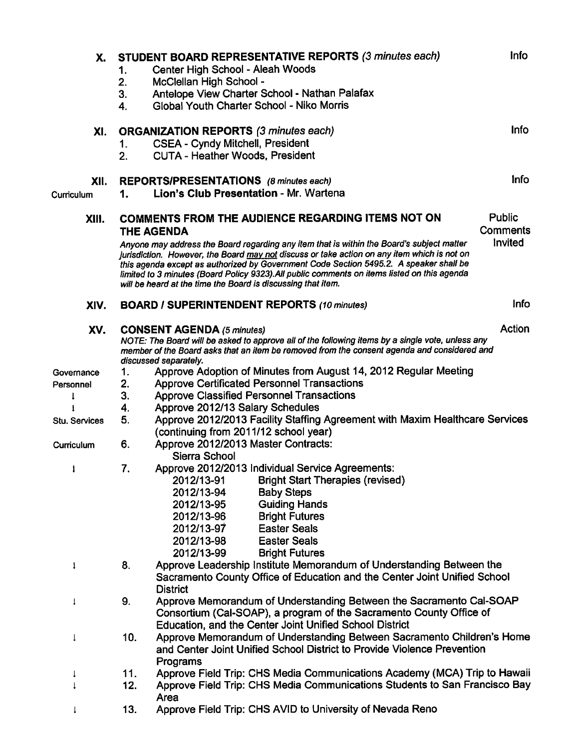## X. STUDENT BOARD REPRESENTATIVE REPORTS *(3 minutes each)* — Info

1. Center High School - Aleah Woods
2. McClellan High School -
3. Antelope View Charter School - Nathan Palafax
4. Global Youth Charter School - Niko Morris

## XI. ORGANIZATION REPORTS *(3 minutes each)* — Info

1. CSEA - Cyndy Mitchell, President
2. CUTA - Heather Woods, President

## XII. REPORTS/PRESENTATIONS *(8 minutes each)* — Info

Curriculum — 1. **Lion's Club Presentation** - Mr. Wartena

## XIII. COMMENTS FROM THE AUDIENCE REGARDING ITEMS NOT ON THE AGENDA — Public Comments Invited

*Anyone may address the Board regarding any item that is within the Board's subject matter jurisdiction. However, the Board may not discuss or take action on any item which is not on this agenda except as authorized by Government Code Section 5495.2. A speaker shall be limited to 3 minutes (Board Policy 9323).All public comments on items listed on this agenda will be heard at the time the Board is discussing that item.*

## XIV. BOARD / SUPERINTENDENT REPORTS *(10 minutes)* — Info

## XV. CONSENT AGENDA *(5 minutes)* — Action

*NOTE: The Board will be asked to approve all of the following items by a single vote, unless any member of the Board asks that an item be removed from the consent agenda and considered and discussed separately.*

| | | |
|---|---|---|
| Governance | 1. | Approve Adoption of Minutes from August 14, 2012 Regular Meeting |
| Personnel | 2. | Approve Certificated Personnel Transactions |
| ↓ | 3. | Approve Classified Personnel Transactions |
| ↓ | 4. | Approve 2012/13 Salary Schedules |
| Stu. Services | 5. | Approve 2012/2013 Facility Staffing Agreement with Maxim Healthcare Services (continuing from 2011/12 school year) |
| Curriculum | 6. | Approve 2012/2013 Master Contracts: Sierra School |
| ↓ | 7. | Approve 2012/2013 Individual Service Agreements: 2012/13-91 Bright Start Therapies (revised); 2012/13-94 Baby Steps; 2012/13-95 Guiding Hands; 2012/13-96 Bright Futures; 2012/13-97 Easter Seals; 2012/13-98 Easter Seals; 2012/13-99 Bright Futures |
| ↓ | 8. | Approve Leadership Institute Memorandum of Understanding Between the Sacramento County Office of Education and the Center Joint Unified School District |
| ↓ | 9. | Approve Memorandum of Understanding Between the Sacramento Cal-SOAP Consortium (Cal-SOAP), a program of the Sacramento County Office of Education, and the Center Joint Unified School District |
| ↓ | 10. | Approve Memorandum of Understanding Between Sacramento Children's Home and Center Joint Unified School District to Provide Violence Prevention Programs |
| ↓ | 11. | Approve Field Trip: CHS Media Communications Academy (MCA) Trip to Hawaii |
| ↓ | 12. | Approve Field Trip: CHS Media Communications Students to San Francisco Bay Area |
| ↓ | 13. | Approve Field Trip: CHS AVID to University of Nevada Reno |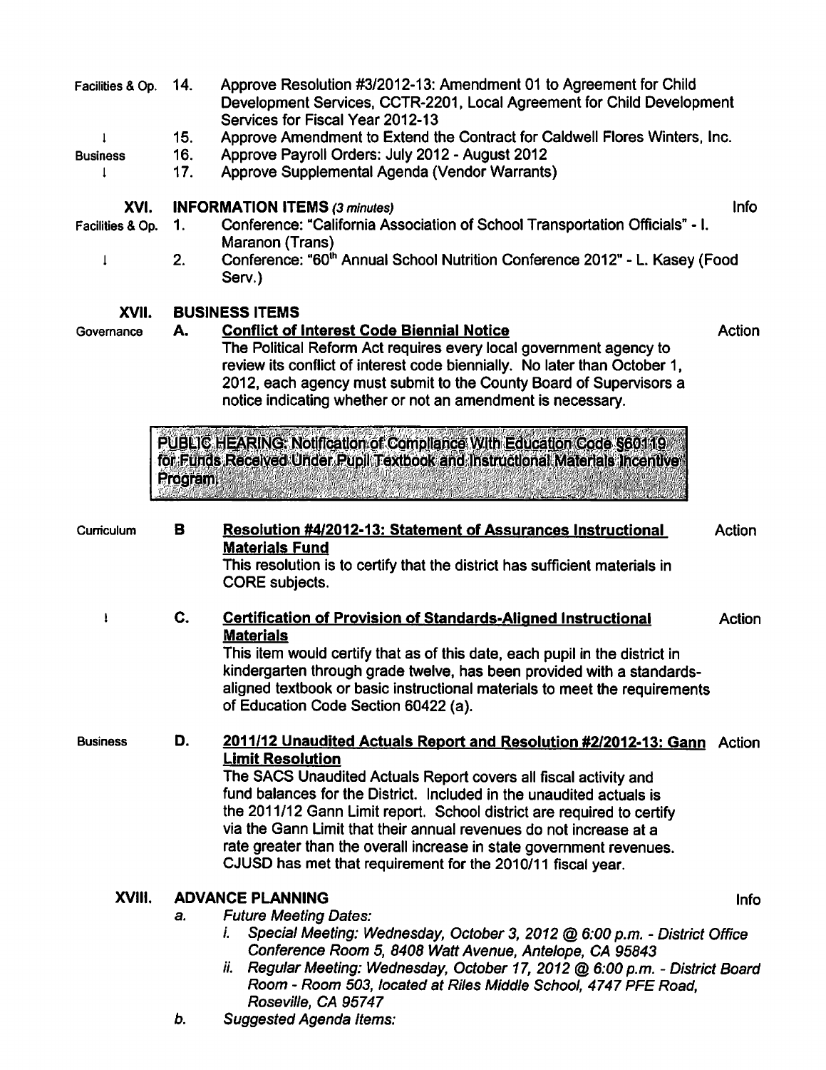Facilities & Op. 14. Approve Resolution #3/2012-13: Amendment 01 to Agreement for Child Development Services, CCTR-2201, Local Agreement for Child Development Services for Fiscal Year 2012-13

↓ 15. Approve Amendment to Extend the Contract for Caldwell Flores Winters, Inc.

Business 16. Approve Payroll Orders: July 2012 - August 2012

↓ 17. Approve Supplemental Agenda (Vendor Warrants)

## XVI. INFORMATION ITEMS *(3 minutes)* — Info

Facilities & Op. 1. Conference: "California Association of School Transportation Officials" - I. Maranon (Trans)

↓ 2. Conference: "60th Annual School Nutrition Conference 2012" - L. Kasey (Food Serv.)

## XVII. BUSINESS ITEMS

Governance **A. Conflict of Interest Code Biennial Notice** — Action

The Political Reform Act requires every local government agency to review its conflict of interest code biennially. No later than October 1, 2012, each agency must submit to the County Board of Supervisors a notice indicating whether or not an amendment is necessary.

**PUBLIC HEARING: Notification of Compliance With Education Code §60119 for Funds Received Under Pupil Textbook and Instructional Materials Incentive Program.**

Curriculum **B Resolution #4/2012-13: Statement of Assurances Instructional Materials Fund** — Action

This resolution is to certify that the district has sufficient materials in CORE subjects.

↓ **C. Certification of Provision of Standards-Aligned Instructional Materials** — Action

This item would certify that as of this date, each pupil in the district in kindergarten through grade twelve, has been provided with a standards-aligned textbook or basic instructional materials to meet the requirements of Education Code Section 60422 (a).

Business **D. 2011/12 Unaudited Actuals Report and Resolution #2/2012-13: Gann Limit Resolution** — Action

The SACS Unaudited Actuals Report covers all fiscal activity and fund balances for the District. Included in the unaudited actuals is the 2011/12 Gann Limit report. School district are required to certify via the Gann Limit that their annual revenues do not increase at a rate greater than the overall increase in state government revenues. CJUSD has met that requirement for the 2010/11 fiscal year.

## XVIII. ADVANCE PLANNING — Info

a. *Future Meeting Dates:*
   i. *Special Meeting: Wednesday, October 3, 2012 @ 6:00 p.m. - District Office Conference Room 5, 8408 Watt Avenue, Antelope, CA 95843*
   ii. *Regular Meeting: Wednesday, October 17, 2012 @ 6:00 p.m. - District Board Room - Room 503, located at Riles Middle School, 4747 PFE Road, Roseville, CA 95747*

b. *Suggested Agenda Items:*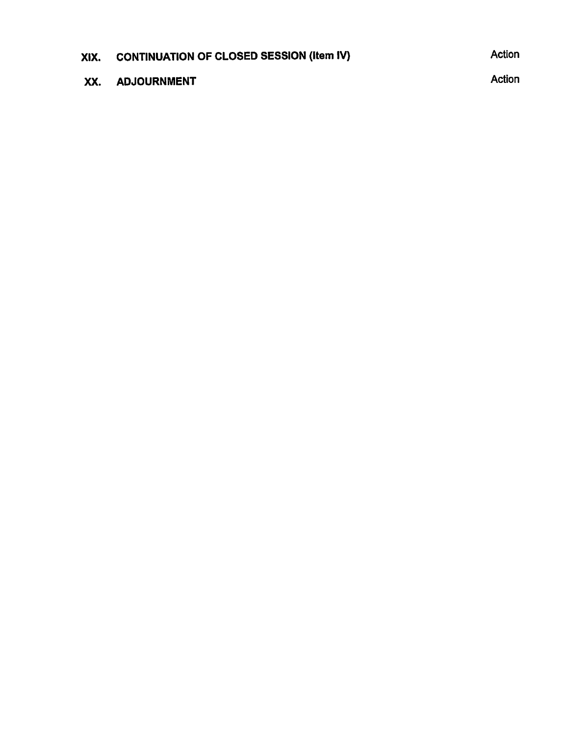**XIX. CONTINUATION OF CLOSED SESSION (Item IV)** Action

**XX. ADJOURNMENT** Action